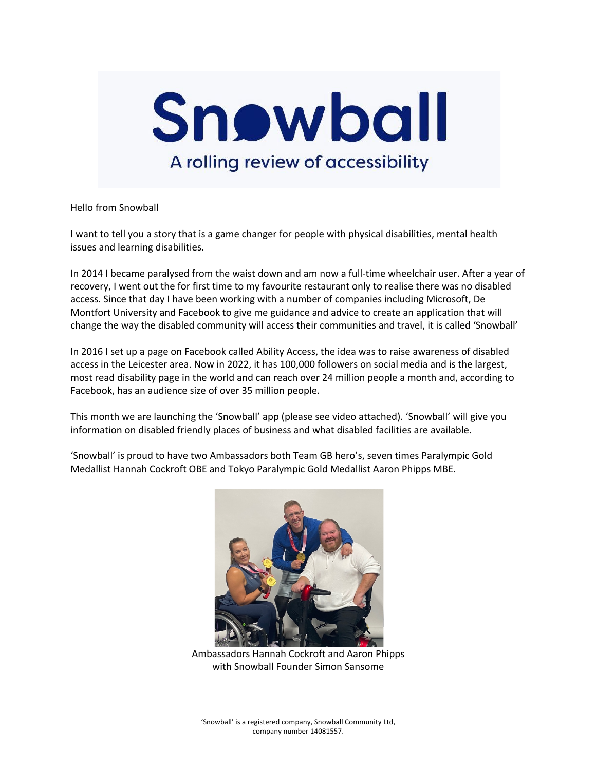# Snowball

A rolling review of accessibility

Hello from Snowball

I want to tell you a story that is a game changer for people with physical disabilities, mental health issues and learning disabilities.

In 2014 I became paralysed from the waist down and am now a full-time wheelchair user. After a year of recovery, I went out the for first time to my favourite restaurant only to realise there was no disabled access. Since that day I have been working with a number of companies including Microsoft, De Montfort University and Facebook to give me guidance and advice to create an application that will change the way the disabled community will access their communities and travel, it is called 'Snowball'

In 2016 I set up a page on Facebook called Ability Access, the idea was to raise awareness of disabled access in the Leicester area. Now in 2022, it has 100,000 followers on social media and is the largest, most read disability page in the world and can reach over 24 million people a month and, according to Facebook, has an audience size of over 35 million people.

This month we are launching the 'Snowball' app (please see video attached). 'Snowball' will give you information on disabled friendly places of business and what disabled facilities are available.

'Snowball' is proud to have two Ambassadors both Team GB hero's, seven times Paralympic Gold Medallist Hannah Cockroft OBE and Tokyo Paralympic Gold Medallist Aaron Phipps MBE.

Ambassadors Hannah Cockroft and Aaron Phipps with Snowball Founder Simon Sansome

'Snowball' is a registered company, Snowball Community Ltd, company number 14081557.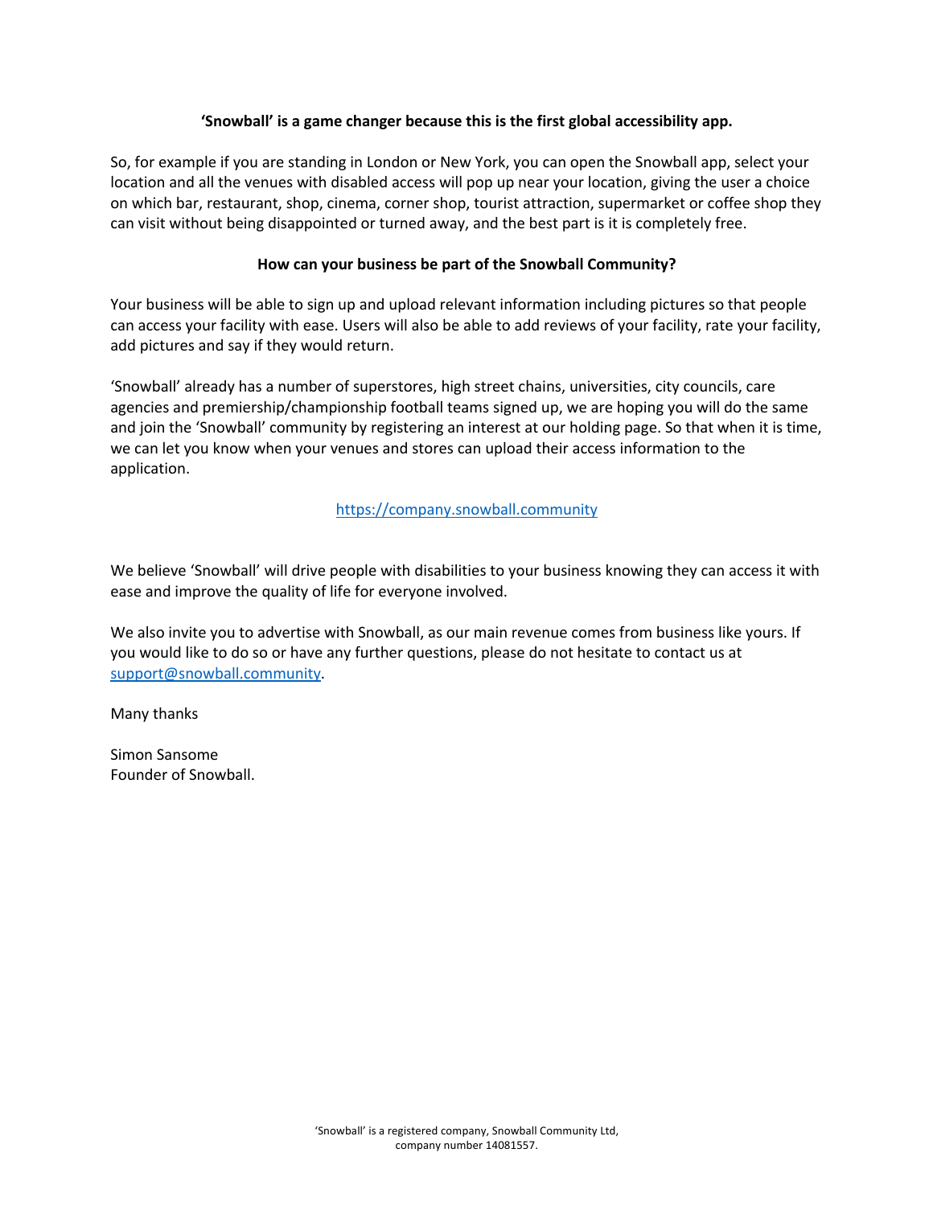**‘Snowball’ is a game changer because this is the first global accessibility app.**

So, for example if you are standing in London or New York, you can open the Snowball app, select your location and all the venues with disabled access will pop up near your location, giving the user a choice on which bar, restaurant, shop, cinema, corner shop, tourist attraction, supermarket or coffee shop they can visit without being disappointed or turned away, and the best part is it is completely free.

**How can your business be part of the Snowball Community?**

Your business will be able to sign up and upload relevant information including pictures so that people can access your facility with ease. Users will also be able to add reviews of your facility, rate your facility, add pictures and say if they would return.

‘Snowball’ already has a number of superstores, high street chains, universities, city councils, care agencies and premiership/championship football teams signed up, we are hoping you will do the same and join the ‘Snowball’ community by registering an interest at our holding page. So that when it is time, we can let you know when your venues and stores can upload their access information to the application.

https://company.snowball.community

We believe ‘Snowball’ will drive people with disabilities to your business knowing they can access it with ease and improve the quality of life for everyone involved.

We also invite you to advertise with Snowball, as our main revenue comes from business like yours. If you would like to do so or have any further questions, please do not hesitate to contact us at support@snowball.community.

Many thanks

Simon Sansome
Founder of Snowball.

‘Snowball’ is a registered company, Snowball Community Ltd, company number 14081557.